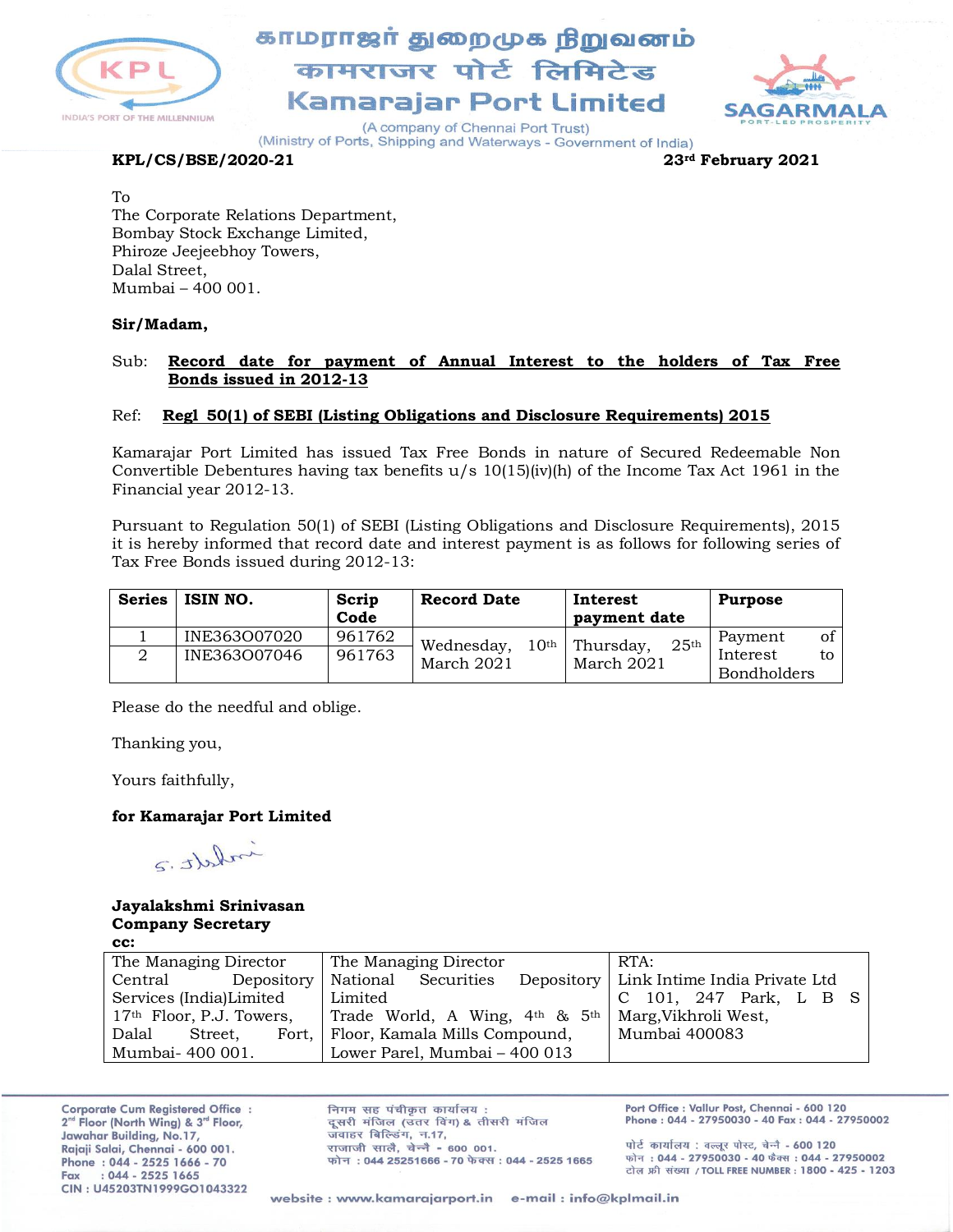# காமராஜர் துறைமுக நிறுவனம்
# कामराजर पोर्ट लिमिटेड
# Kamarajar Port Limited

(A company of Chennai Port Trust)
(Ministry of Ports, Shipping and Waterways - Government of India)

**KPL/CS/BSE/2020-21** **23rd February 2021**

To
The Corporate Relations Department,
Bombay Stock Exchange Limited,
Phiroze Jeejeebhoy Towers,
Dalal Street,
Mumbai – 400 001.

**Sir/Madam,**

Sub: **Record date for payment of Annual Interest to the holders of Tax Free Bonds issued in 2012-13**

Ref: **Regl 50(1) of SEBI (Listing Obligations and Disclosure Requirements) 2015**

Kamarajar Port Limited has issued Tax Free Bonds in nature of Secured Redeemable Non Convertible Debentures having tax benefits u/s 10(15)(iv)(h) of the Income Tax Act 1961 in the Financial year 2012-13.

Pursuant to Regulation 50(1) of SEBI (Listing Obligations and Disclosure Requirements), 2015 it is hereby informed that record date and interest payment is as follows for following series of Tax Free Bonds issued during 2012-13:

| Series | ISIN NO. | Scrip Code | Record Date | Interest payment date | Purpose |
|---|---|---|---|---|---|
| 1 | INE363O07020 | 961762 | Wednesday, 10th March 2021 | Thursday, 25th March 2021 | Payment of Interest to Bondholders |
| 2 | INE363O07046 | 961763 | | | |

Please do the needful and oblige.

Thanking you,

Yours faithfully,

**for Kamarajar Port Limited**

**Jayalakshmi Srinivasan**
**Company Secretary**

**cc:**

| | | |
|---|---|---|
| The Managing Director Central Depository Services (India)Limited 17th Floor, P.J. Towers, Dalal Street, Fort, Mumbai- 400 001. | The Managing Director National Securities Depository Limited Trade World, A Wing, 4th & 5th Floor, Kamala Mills Compound, Lower Parel, Mumbai – 400 013 | RTA: Link Intime India Private Ltd C 101, 247 Park, L B S Marg,Vikhroli West, Mumbai 400083 |

Corporate Cum Registered Office : 2nd Floor (North Wing) & 3rd Floor, Jawahar Building, No.17, Rajaji Salai, Chennai - 600 001. Phone : 044 - 2525 1666 - 70 Fax : 044 - 2525 1665 CIN : U45203TN1999GO1043322

निगम सह पंजीकृत कार्यालय : दूसरी मंजिल (उत्तर विंग) & तीसरी मंजिल जवाहर बिल्डिंग, न.17, राजाजी सालै, चेन्नै - 600 001. फोन : 044 25251666 - 70 फेक्स : 044 - 2525 1665

Port Office : Vallur Post, Chennai - 600 120 Phone : 044 - 27950030 - 40 Fax : 044 - 27950002

पोर्ट कार्यालय : वल्लूर पोस्ट, चेन्नै - 600 120 फोन : 044 - 27950030 - 40 फैक्स : 044 - 27950002 टोल फ्री संख्या / TOLL FREE NUMBER : 1800 - 425 - 1203

website : www.kamarajarport.in e-mail : info@kplmail.in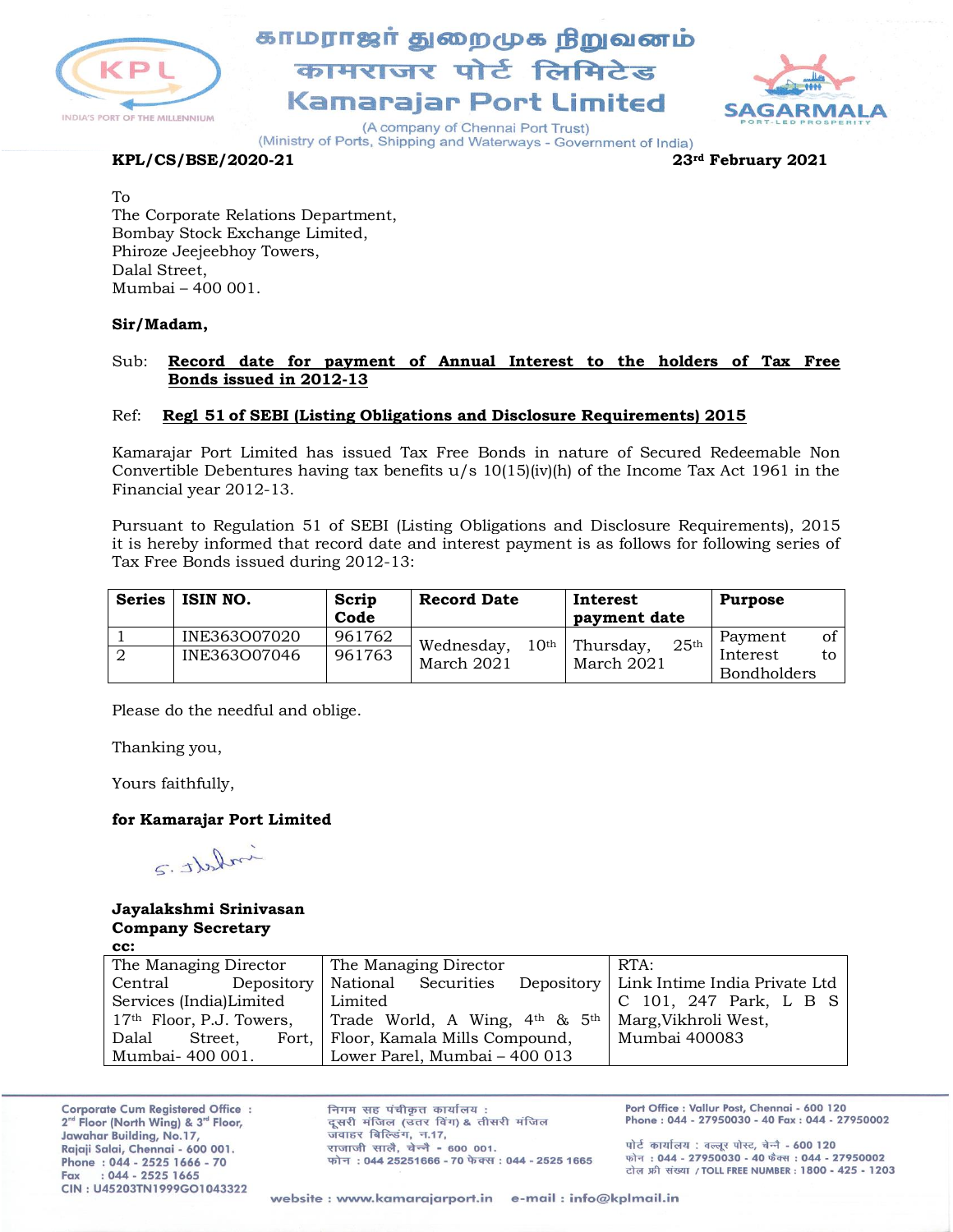காமராஜர் துறைமுக நிறுவனம்
कामराजर पोर्ट लिमिटेड
**Kamarajar Port Limited**
(A company of Chennai Port Trust)
(Ministry of Ports, Shipping and Waterways - Government of India)

**KPL/CS/BSE/2020-21** **23rd February 2021**

To
The Corporate Relations Department,
Bombay Stock Exchange Limited,
Phiroze Jeejeebhoy Towers,
Dalal Street,
Mumbai – 400 001.

**Sir/Madam,**

Sub: **Record date for payment of Annual Interest to the holders of Tax Free Bonds issued in 2012-13**

Ref: **Regl 51 of SEBI (Listing Obligations and Disclosure Requirements) 2015**

Kamarajar Port Limited has issued Tax Free Bonds in nature of Secured Redeemable Non Convertible Debentures having tax benefits u/s 10(15)(iv)(h) of the Income Tax Act 1961 in the Financial year 2012-13.

Pursuant to Regulation 51 of SEBI (Listing Obligations and Disclosure Requirements), 2015 it is hereby informed that record date and interest payment is as follows for following series of Tax Free Bonds issued during 2012-13:

| Series | ISIN NO. | Scrip Code | Record Date | Interest payment date | Purpose |
|---|---|---|---|---|---|
| 1 | INE363O07020 | 961762 | Wednesday, 10th March 2021 | Thursday, 25th March 2021 | Payment of Interest to Bondholders |
| 2 | INE363O07046 | 961763 | | | |

Please do the needful and oblige.

Thanking you,

Yours faithfully,

**for Kamarajar Port Limited**

**Jayalakshmi Srinivasan**
**Company Secretary**

**cc:**

| The Managing Director Central Depository Services (India)Limited 17th Floor, P.J. Towers, Dalal Street, Fort, Mumbai- 400 001. | The Managing Director National Securities Depository Limited Trade World, A Wing, 4th & 5th Floor, Kamala Mills Compound, Lower Parel, Mumbai – 400 013 | RTA: Link Intime India Private Ltd C 101, 247 Park, L B S Marg,Vikhroli West, Mumbai 400083 |
|---|---|---|

Corporate Cum Registered Office : 2nd Floor (North Wing) & 3rd Floor, Jawahar Building, No.17, Rajaji Salai, Chennai - 600 001. Phone : 044 - 2525 1666 - 70 Fax : 044 - 2525 1665 CIN : U45203TN1999GO1043322

निगम सह पंजीकृत कार्यालय : दूसरी मंजिल (उत्तर विंग) & तीसरी मंजिल जवाहर बिल्डिंग, न.17, राजाजी सालै, चेन्नै - 600 001. फोन : 044 25251666 - 70 फेक्स : 044 - 2525 1665

Port Office : Vallur Post, Chennai - 600 120 Phone : 044 - 27950030 - 40 Fax : 044 - 27950002
पोर्ट कार्यालय : वल्लूर पोस्ट, चेन्नै - 600 120 फोन : 044 - 27950030 - 40 फैक्स : 044 - 27950002 टोल फ्री संख्या / TOLL FREE NUMBER : 1800 - 425 - 1203

website : www.kamarajarport.in e-mail : info@kplmail.in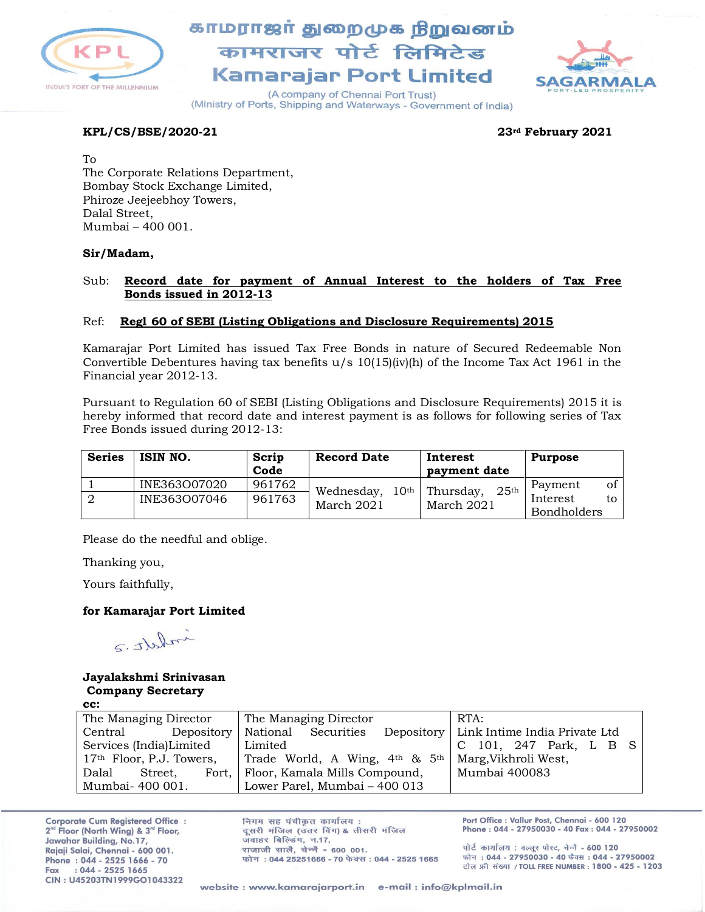காமராஜர் துறைமுக நிறுவனம்
कामराजर पोर्ट लिमिटेड
# Kamarajar Port Limited

(A company of Chennai Port Trust)
(Ministry of Ports, Shipping and Waterways - Government of India)

**KPL/CS/BSE/2020-21** **23rd February 2021**

To
The Corporate Relations Department,
Bombay Stock Exchange Limited,
Phiroze Jeejeebhoy Towers,
Dalal Street,
Mumbai – 400 001.

**Sir/Madam,**

Sub: **Record date for payment of Annual Interest to the holders of Tax Free Bonds issued in 2012-13**

Ref: **Regl 60 of SEBI (Listing Obligations and Disclosure Requirements) 2015**

Kamarajar Port Limited has issued Tax Free Bonds in nature of Secured Redeemable Non Convertible Debentures having tax benefits u/s 10(15)(iv)(h) of the Income Tax Act 1961 in the Financial year 2012-13.

Pursuant to Regulation 60 of SEBI (Listing Obligations and Disclosure Requirements) 2015 it is hereby informed that record date and interest payment is as follows for following series of Tax Free Bonds issued during 2012-13:

| Series | ISIN NO. | Scrip Code | Record Date | Interest payment date | Purpose |
|---|---|---|---|---|---|
| 1 | INE363O07020 | 961762 | Wednesday, 10th March 2021 | Thursday, 25th March 2021 | Payment of Interest to Bondholders |
| 2 | INE363O07046 | 961763 | | | |

Please do the needful and oblige.

Thanking you,

Yours faithfully,

**for Kamarajar Port Limited**

**Jayalakshmi Srinivasan**
**Company Secretary**

**cc:**

| The Managing Director Central Depository Services (India)Limited 17th Floor, P.J. Towers, Dalal Street, Fort, Mumbai- 400 001. | The Managing Director National Securities Depository Limited Trade World, A Wing, 4th & 5th Floor, Kamala Mills Compound, Lower Parel, Mumbai – 400 013 | RTA: Link Intime India Private Ltd C 101, 247 Park, L B S Marg,Vikhroli West, Mumbai 400083 |
|---|---|---|

Corporate Cum Registered Office : 2nd Floor (North Wing) & 3rd Floor, Jawahar Building, No.17, Rajaji Salai, Chennai - 600 001. Phone : 044 - 2525 1666 - 70 Fax : 044 - 2525 1665 CIN : U45203TN1999GO1043322

निगम सह पंजीकृत कार्यालय : दूसरी मंजिल (उत्तर विंग) & तीसरी मंजिल जवाहर बिल्डिंग, न.17, राजाजी सालै, चेन्नै - 600 001. फोन : 044 25251666 - 70 फेक्स : 044 - 2525 1665

Port Office : Vallur Post, Chennai - 600 120 Phone : 044 - 27950030 - 40 Fax : 044 - 27950002
पोर्ट कार्यालय : वल्लूर पोस्ट, चेन्नै - 600 120 फोन : 044 - 27950030 - 40 फेक्स : 044 - 27950002 टोल फ्री संख्या / TOLL FREE NUMBER : 1800 - 425 - 1203

website : www.kamarajarport.in e-mail : info@kplmail.in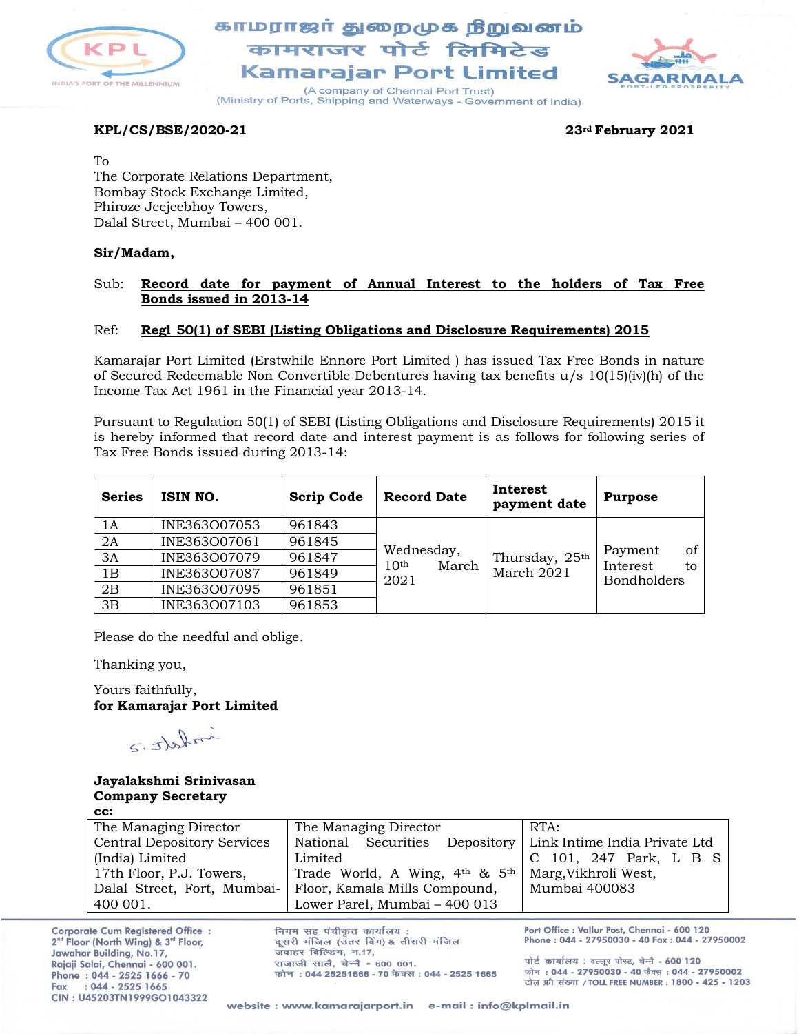காமராஜர் துறைமுக நிறுவனம்
कामराजर पोर्ट लिमिटेड
**Kamarajar Port Limited**
(A company of Chennai Port Trust)
(Ministry of Ports, Shipping and Waterways - Government of India)

**KPL/CS/BSE/2020-21** **23rd February 2021**

To
The Corporate Relations Department,
Bombay Stock Exchange Limited,
Phiroze Jeejeebhoy Towers,
Dalal Street, Mumbai – 400 001.

**Sir/Madam,**

Sub: **Record date for payment of Annual Interest to the holders of Tax Free Bonds issued in 2013-14**

Ref: **Regl 50(1) of SEBI (Listing Obligations and Disclosure Requirements) 2015**

Kamarajar Port Limited (Erstwhile Ennore Port Limited ) has issued Tax Free Bonds in nature of Secured Redeemable Non Convertible Debentures having tax benefits u/s 10(15)(iv)(h) of the Income Tax Act 1961 in the Financial year 2013-14.

Pursuant to Regulation 50(1) of SEBI (Listing Obligations and Disclosure Requirements) 2015 it is hereby informed that record date and interest payment is as follows for following series of Tax Free Bonds issued during 2013-14:

| Series | ISIN NO. | Scrip Code | Record Date | Interest payment date | Purpose |
|---|---|---|---|---|---|
| 1A | INE363O07053 | 961843 | Wednesday, 10th March 2021 | Thursday, 25th March 2021 | Payment of Interest to Bondholders |
| 2A | INE363O07061 | 961845 | | | |
| 3A | INE363O07079 | 961847 | | | |
| 1B | INE363O07087 | 961849 | | | |
| 2B | INE363O07095 | 961851 | | | |
| 3B | INE363O07103 | 961853 | | | |

Please do the needful and oblige.

Thanking you,

Yours faithfully,
**for Kamarajar Port Limited**

**Jayalakshmi Srinivasan**
**Company Secretary**

**cc:**

| The Managing Director Central Depository Services (India) Limited 17th Floor, P.J. Towers, Dalal Street, Fort, Mumbai-400 001. | The Managing Director National Securities Depository Limited Trade World, A Wing, 4th & 5th Floor, Kamala Mills Compound, Lower Parel, Mumbai – 400 013 | RTA: Link Intime India Private Ltd C 101, 247 Park, L B S Marg, Vikhroli West, Mumbai 400083 |
|---|---|---|

Corporate Cum Registered Office : 2nd Floor (North Wing) & 3rd Floor, Jawahar Building, No.17, Rajaji Salai, Chennai - 600 001. Phone : 044 - 2525 1666 - 70 Fax : 044 - 2525 1665 CIN : U45203TN1999GO1043322

निगम सह पंजीकृत कार्यालय : दूसरी मंजिल (उत्तर विंग) & तीसरी मंजिल जवाहर बिल्डिंग, न.17, राजाजी सालै, चेन्नै - 600 001. फोन : 044 25251666 - 70 फेक्स : 044 - 2525 1665

Port Office : Vallur Post, Chennai - 600 120 Phone : 044 - 27950030 - 40 Fax : 044 - 27950002

पोर्ट कार्यालय : वल्लूर पोस्ट, चेन्नै - 600 120 फोन : 044 - 27950030 - 40 फेक्स : 044 - 27950002 टोल फ्री संख्या / TOLL FREE NUMBER : 1800 - 425 - 1203

website : www.kamarajarport.in e-mail : info@kplmail.in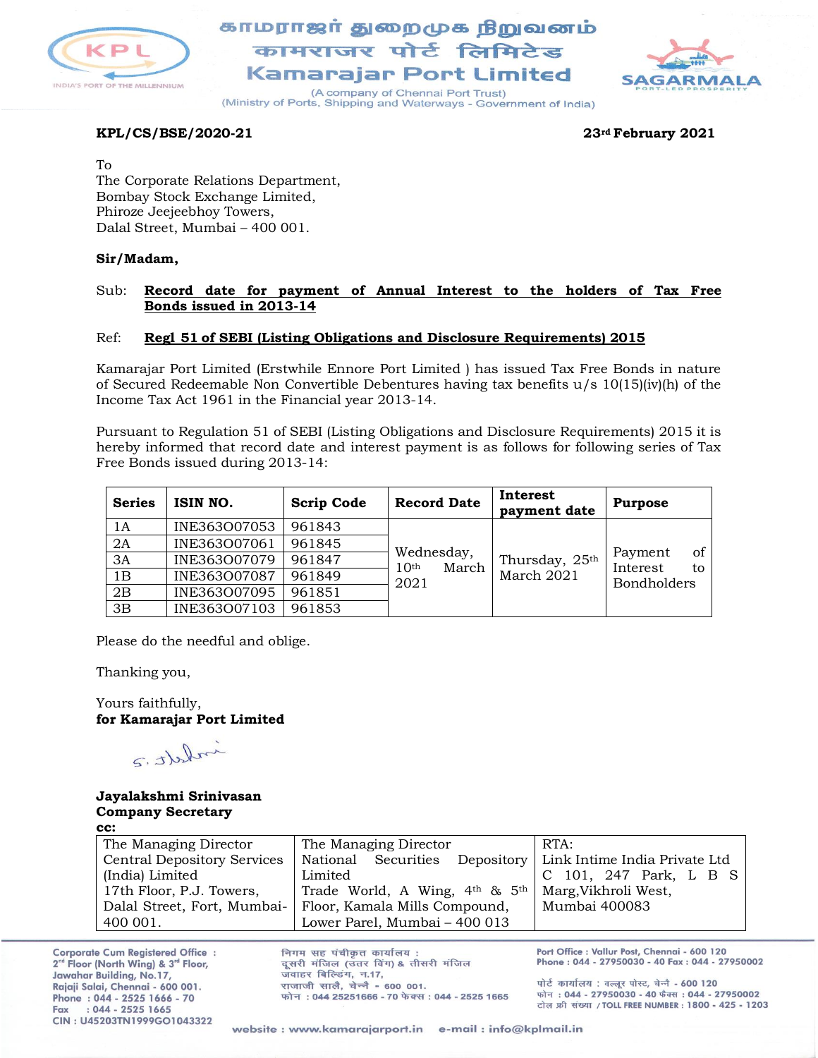# காமராஜர் துறைமுக நிறுவனம்
# कामराजर पोर्ट लिमिटेड
# Kamarajar Port Limited

(A company of Chennai Port Trust)
(Ministry of Ports, Shipping and Waterways - Government of India)

**KPL/CS/BSE/2020-21** **23rd February 2021**

To
The Corporate Relations Department,
Bombay Stock Exchange Limited,
Phiroze Jeejeebhoy Towers,
Dalal Street, Mumbai – 400 001.

**Sir/Madam,**

Sub: **Record date for payment of Annual Interest to the holders of Tax Free Bonds issued in 2013-14**

Ref: **Regl 51 of SEBI (Listing Obligations and Disclosure Requirements) 2015**

Kamarajar Port Limited (Erstwhile Ennore Port Limited ) has issued Tax Free Bonds in nature of Secured Redeemable Non Convertible Debentures having tax benefits u/s 10(15)(iv)(h) of the Income Tax Act 1961 in the Financial year 2013-14.

Pursuant to Regulation 51 of SEBI (Listing Obligations and Disclosure Requirements) 2015 it is hereby informed that record date and interest payment is as follows for following series of Tax Free Bonds issued during 2013-14:

| Series | ISIN NO. | Scrip Code | Record Date | Interest payment date | Purpose |
|---|---|---|---|---|---|
| 1A | INE363O07053 | 961843 | Wednesday, 10th March 2021 | Thursday, 25th March 2021 | Payment of Interest to Bondholders |
| 2A | INE363O07061 | 961845 | | | |
| 3A | INE363O07079 | 961847 | | | |
| 1B | INE363O07087 | 961849 | | | |
| 2B | INE363O07095 | 961851 | | | |
| 3B | INE363O07103 | 961853 | | | |

Please do the needful and oblige.

Thanking you,

Yours faithfully,
**for Kamarajar Port Limited**

**Jayalakshmi Srinivasan**
**Company Secretary**
**cc:**

| The Managing Director Central Depository Services (India) Limited 17th Floor, P.J. Towers, Dalal Street, Fort, Mumbai-400 001. | The Managing Director National Securities Depository Limited Trade World, A Wing, 4th & 5th Floor, Kamala Mills Compound, Lower Parel, Mumbai – 400 013 | RTA: Link Intime India Private Ltd C 101, 247 Park, L B S Marg,Vikhroli West, Mumbai 400083 |
|---|---|---|

Corporate Cum Registered Office : 2nd Floor (North Wing) & 3rd Floor, Jawahar Building, No.17, Rajaji Salai, Chennai - 600 001. Phone : 044 - 2525 1666 - 70 Fax : 044 - 2525 1665 CIN : U45203TN1999GO1043322

निगम सह पंजीकृत कार्यालय : दूसरी मंजिल (उत्तर विंग) & तीसरी मंजिल जवाहर बिल्डिंग, न.17, राजाजी सालै, चेन्नै - 600 001. फोन : 044 25251666 - 70 फेक्स : 044 - 2525 1665

Port Office : Vallur Post, Chennai - 600 120 Phone : 044 - 27950030 - 40 Fax : 044 - 27950002
पोर्ट कार्यालय : वल्लूर पोस्ट, चेन्नै - 600 120 फोन : 044 - 27950030 - 40 फैक्स : 044 - 27950002 टोल फ्री संख्या / TOLL FREE NUMBER : 1800 - 425 - 1203

website : www.kamarajarport.in e-mail : info@kplmail.in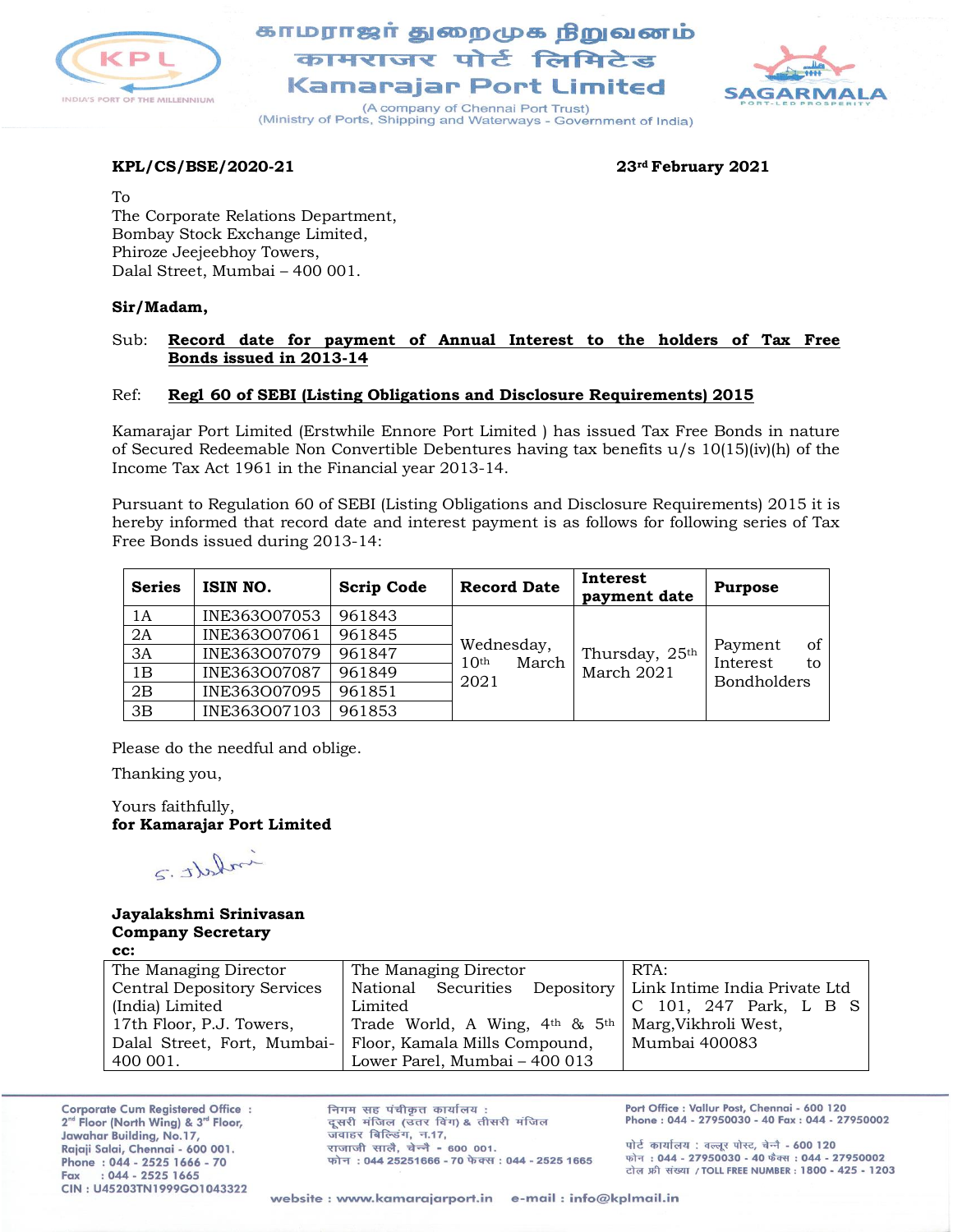காமராஜர் துறைமுக நிறுவனம்
कामराजर पोर्ट लिमिटेड
Kamarajar Port Limited
(A company of Chennai Port Trust)
(Ministry of Ports, Shipping and Waterways - Government of India)

**KPL/CS/BSE/2020-21** **23rd February 2021**

To
The Corporate Relations Department,
Bombay Stock Exchange Limited,
Phiroze Jeejeebhoy Towers,
Dalal Street, Mumbai – 400 001.

**Sir/Madam,**

Sub: **Record date for payment of Annual Interest to the holders of Tax Free Bonds issued in 2013-14**

Ref: **Regl 60 of SEBI (Listing Obligations and Disclosure Requirements) 2015**

Kamarajar Port Limited (Erstwhile Ennore Port Limited ) has issued Tax Free Bonds in nature of Secured Redeemable Non Convertible Debentures having tax benefits u/s 10(15)(iv)(h) of the Income Tax Act 1961 in the Financial year 2013-14.

Pursuant to Regulation 60 of SEBI (Listing Obligations and Disclosure Requirements) 2015 it is hereby informed that record date and interest payment is as follows for following series of Tax Free Bonds issued during 2013-14:

| Series | ISIN NO. | Scrip Code | Record Date | Interest payment date | Purpose |
|---|---|---|---|---|---|
| 1A | INE363O07053 | 961843 | Wednesday, 10th March 2021 | Thursday, 25th March 2021 | Payment of Interest to Bondholders |
| 2A | INE363O07061 | 961845 | | | |
| 3A | INE363O07079 | 961847 | | | |
| 1B | INE363O07087 | 961849 | | | |
| 2B | INE363O07095 | 961851 | | | |
| 3B | INE363O07103 | 961853 | | | |

Please do the needful and oblige.

Thanking you,

Yours faithfully,
**for Kamarajar Port Limited**

**Jayalakshmi Srinivasan**
**Company Secretary**
**cc:**

| | | |
|---|---|---|
| The Managing Director<br>Central Depository Services (India) Limited<br>17th Floor, P.J. Towers,<br>Dalal Street, Fort, Mumbai-400 001. | The Managing Director<br>National Securities Depository Limited<br>Trade World, A Wing, 4th & 5th Floor, Kamala Mills Compound,<br>Lower Parel, Mumbai – 400 013 | RTA:<br>Link Intime India Private Ltd<br>C 101, 247 Park, L B S Marg, Vikhroli West,<br>Mumbai 400083 |

Corporate Cum Registered Office : 2nd Floor (North Wing) & 3rd Floor, Jawahar Building, No.17, Rajaji Salai, Chennai - 600 001. Phone : 044 - 2525 1666 - 70 Fax : 044 - 2525 1665 CIN : U45203TN1999GO1043322

निगम सह पंजीकृत कार्यालय : दूसरी मंजिल (उत्तर विंग) & तीसरी मंजिल जवाहर बिल्डिंग, न.17, राजाजी सालै, चेन्नै - 600 001. फोन : 044 25251666 - 70 फेक्स : 044 - 2525 1665

Port Office : Vallur Post, Chennai - 600 120 Phone : 044 - 27950030 - 40 Fax : 044 - 27950002

पोर्ट कार्यालय : वल्लूर पोस्ट, चेन्नै - 600 120 फोन : 044 - 27950030 - 40 फेक्स : 044 - 27950002 टोल फ्री संख्या / TOLL FREE NUMBER : 1800 - 425 - 1203

website : www.kamarajarport.in e-mail : info@kplmail.in